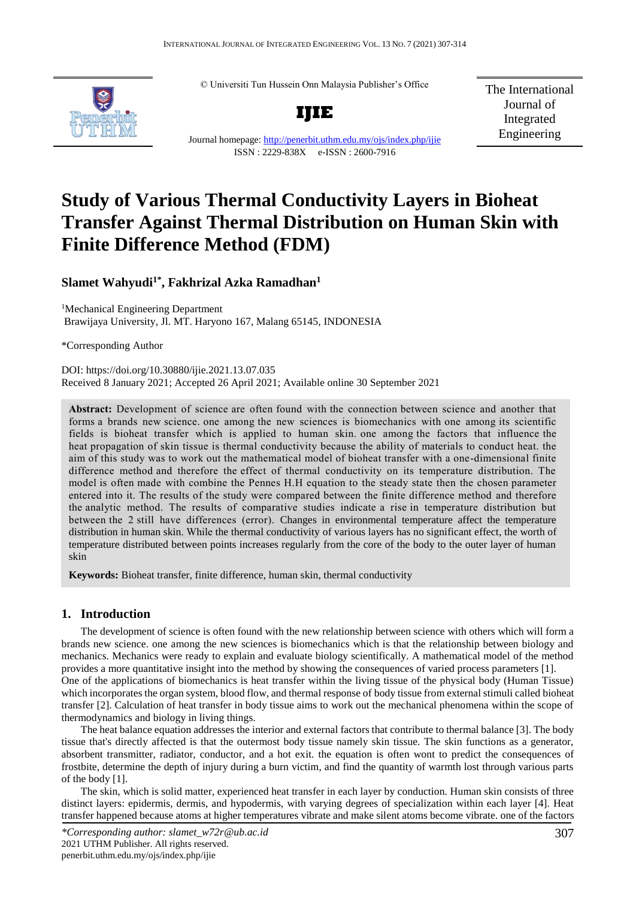© Universiti Tun Hussein Onn Malaysia Publisher's Office

**IJIE**

Journal homepage: http://penerbit.uthm.edu.my/ojs/index.php/ijie
ISSN : 2229-838X e-ISSN : 2600-7916

The International Journal of Integrated Engineering

# Study of Various Thermal Conductivity Layers in Bioheat Transfer Against Thermal Distribution on Human Skin with Finite Difference Method (FDM)

**Slamet Wahyudi[1*], Fakhrizal Azka Ramadhan[1]**

[1]Mechanical Engineering Department
Brawijaya University, Jl. MT. Haryono 167, Malang 65145, INDONESIA

*Corresponding Author

DOI: https://doi.org/10.30880/ijie.2021.13.07.035
Received 8 January 2021; Accepted 26 April 2021; Available online 30 September 2021

**Abstract:** Development of science are often found with the connection between science and another that forms a brands new science. one among the new sciences is biomechanics with one among its scientific fields is bioheat transfer which is applied to human skin. one among the factors that influence the heat propagation of skin tissue is thermal conductivity because the ability of materials to conduct heat. the aim of this study was to work out the mathematical model of bioheat transfer with a one-dimensional finite difference method and therefore the effect of thermal conductivity on its temperature distribution. The model is often made with combine the Pennes H.H equation to the steady state then the chosen parameter entered into it. The results of the study were compared between the finite difference method and therefore the analytic method. The results of comparative studies indicate a rise in temperature distribution but between the 2 still have differences (error). Changes in environmental temperature affect the temperature distribution in human skin. While the thermal conductivity of various layers has no significant effect, the worth of temperature distributed between points increases regularly from the core of the body to the outer layer of human skin

**Keywords:** Bioheat transfer, finite difference, human skin, thermal conductivity

## 1. Introduction

The development of science is often found with the new relationship between science with others which will form a brands new science. one among the new sciences is biomechanics which is that the relationship between biology and mechanics. Mechanics were ready to explain and evaluate biology scientifically. A mathematical model of the method provides a more quantitative insight into the method by showing the consequences of varied process parameters [1].
One of the applications of biomechanics is heat transfer within the living tissue of the physical body (Human Tissue) which incorporates the organ system, blood flow, and thermal response of body tissue from external stimuli called bioheat transfer [2]. Calculation of heat transfer in body tissue aims to work out the mechanical phenomena within the scope of thermodynamics and biology in living things.

The heat balance equation addresses the interior and external factors that contribute to thermal balance [3]. The body tissue that's directly affected is that the outermost body tissue namely skin tissue. The skin functions as a generator, absorbent transmitter, radiator, conductor, and a hot exit. the equation is often wont to predict the consequences of frostbite, determine the depth of injury during a burn victim, and find the quantity of warmth lost through various parts of the body [1].

The skin, which is solid matter, experienced heat transfer in each layer by conduction. Human skin consists of three distinct layers: epidermis, dermis, and hypodermis, with varying degrees of specialization within each layer [4]. Heat transfer happened because atoms at higher temperatures vibrate and make silent atoms become vibrate. one of the factors

*\*Corresponding author: slamet_w72r@ub.ac.id*
2021 UTHM Publisher. All rights reserved.
penerbit.uthm.edu.my/ojs/index.php/ijie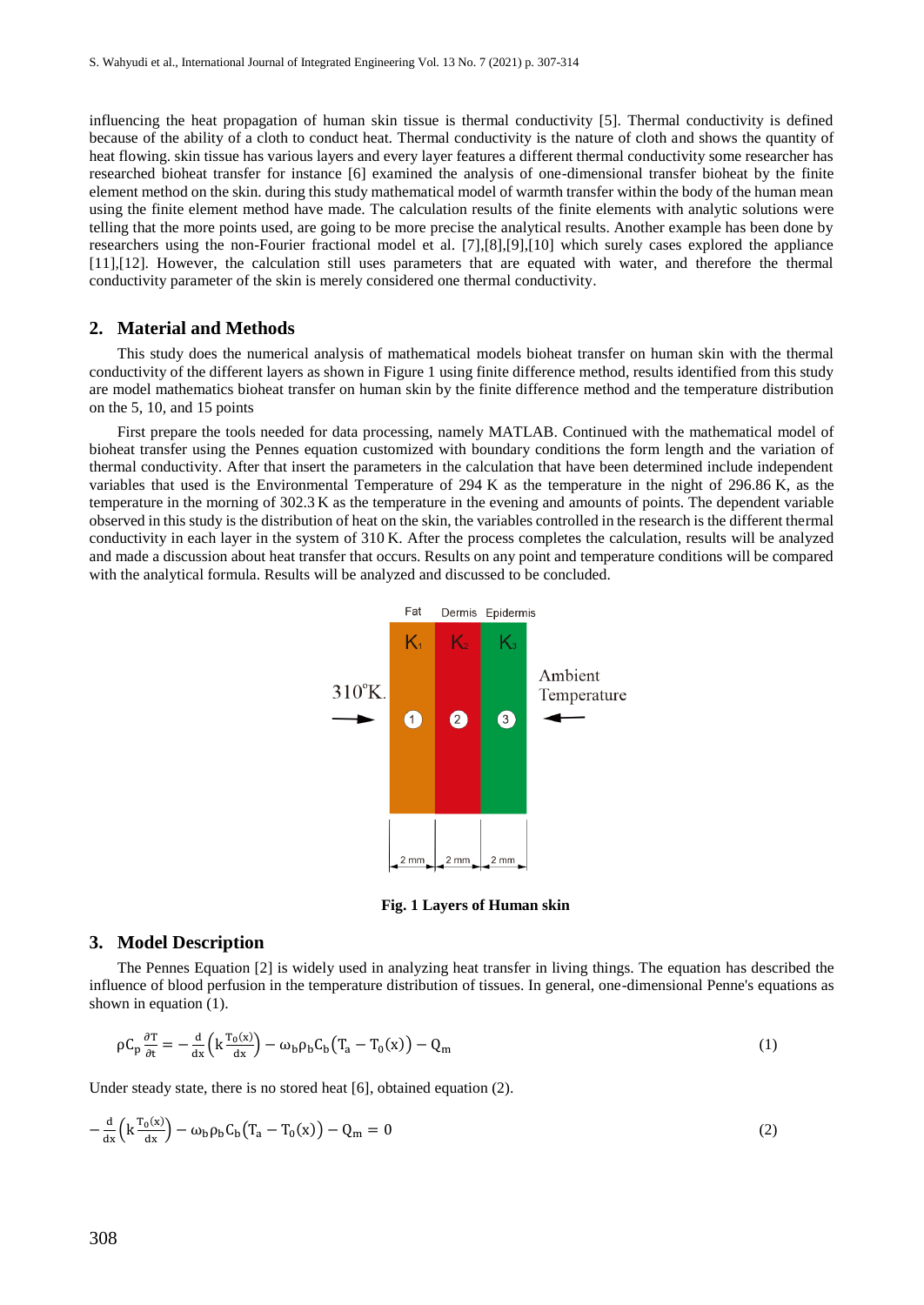influencing the heat propagation of human skin tissue is thermal conductivity [5]. Thermal conductivity is defined because of the ability of a cloth to conduct heat. Thermal conductivity is the nature of cloth and shows the quantity of heat flowing. skin tissue has various layers and every layer features a different thermal conductivity some researcher has researched bioheat transfer for instance [6] examined the analysis of one-dimensional transfer bioheat by the finite element method on the skin. during this study mathematical model of warmth transfer within the body of the human mean using the finite element method have made. The calculation results of the finite elements with analytic solutions were telling that the more points used, are going to be more precise the analytical results. Another example has been done by researchers using the non-Fourier fractional model et al. [7],[8],[9],[10] which surely cases explored the appliance [11],[12]. However, the calculation still uses parameters that are equated with water, and therefore the thermal conductivity parameter of the skin is merely considered one thermal conductivity.

## 2. Material and Methods

This study does the numerical analysis of mathematical models bioheat transfer on human skin with the thermal conductivity of the different layers as shown in Figure 1 using finite difference method, results identified from this study are model mathematics bioheat transfer on human skin by the finite difference method and the temperature distribution on the 5, 10, and 15 points

First prepare the tools needed for data processing, namely MATLAB. Continued with the mathematical model of bioheat transfer using the Pennes equation customized with boundary conditions the form length and the variation of thermal conductivity. After that insert the parameters in the calculation that have been determined include independent variables that used is the Environmental Temperature of 294 K as the temperature in the night of 296.86 K, as the temperature in the morning of 302.3 K as the temperature in the evening and amounts of points. The dependent variable observed in this study is the distribution of heat on the skin, the variables controlled in the research is the different thermal conductivity in each layer in the system of 310 K. After the process completes the calculation, results will be analyzed and made a discussion about heat transfer that occurs. Results on any point and temperature conditions will be compared with the analytical formula. Results will be analyzed and discussed to be concluded.

**Fig. 1 Layers of Human skin**

## 3. Model Description

The Pennes Equation [2] is widely used in analyzing heat transfer in living things. The equation has described the influence of blood perfusion in the temperature distribution of tissues. In general, one-dimensional Penne's equations as shown in equation (1).

$$\rho C_p \frac{\partial T}{\partial t} = -\frac{d}{dx}\left(k \frac{T_0(x)}{dx}\right) - \omega_b \rho_b C_b \left(T_a - T_0(x)\right) - Q_m \tag{1}$$

Under steady state, there is no stored heat [6], obtained equation (2).

$$-\frac{d}{dx}\left(k \frac{T_0(x)}{dx}\right) - \omega_b \rho_b C_b \left(T_a - T_0(x)\right) - Q_m = 0 \tag{2}$$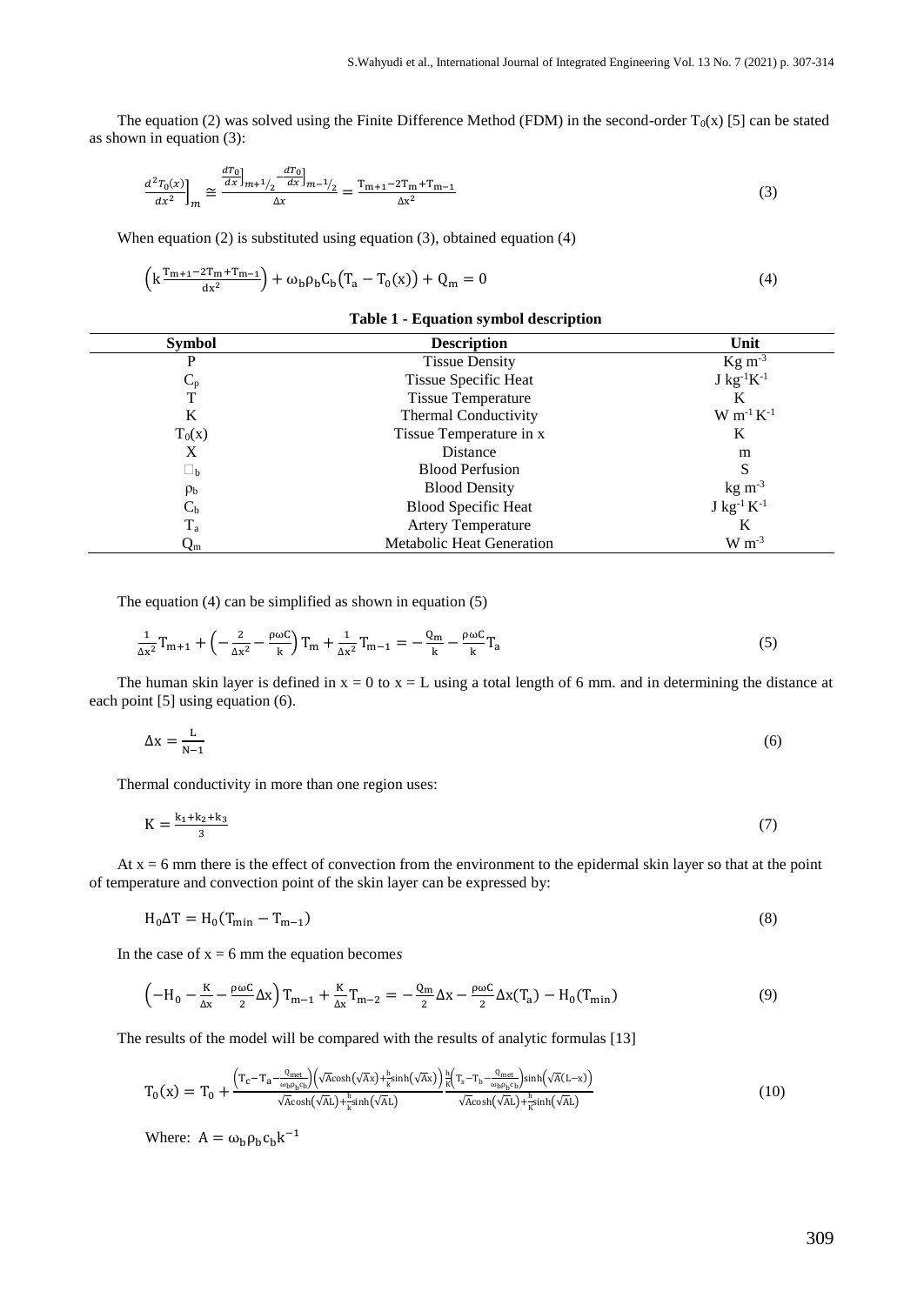The equation (2) was solved using the Finite Difference Method (FDM) in the second-order $T_0(x)$ [5] can be stated as shown in equation (3):

$$\left.\frac{d^2T_0(x)}{dx^2}\right]_m \cong \frac{\left.\frac{dT_0}{dx}\right]_{m+1/2} - \left.\frac{dT_0}{dx}\right]_{m-1/2}}{\Delta x} = \frac{T_{m+1} - 2T_m + T_{m-1}}{\Delta x^2} \quad (3)$$

When equation (2) is substituted using equation (3), obtained equation (4)

$$\left(k\frac{T_{m+1} - 2T_m + T_{m-1}}{dx^2}\right) + \omega_b \rho_b C_b \left(T_a - T_0(x)\right) + Q_m = 0 \quad (4)$$

**Table 1 - Equation symbol description**

| Symbol | Description | Unit |
|---|---|---|
| P | Tissue Density | Kg $m^{-3}$ |
| $C_p$ | Tissue Specific Heat | J $kg^{-1}K^{-1}$ |
| T | Tissue Temperature | K |
| K | Thermal Conductivity | W $m^{-1}$ $K^{-1}$ |
| $T_0(x)$ | Tissue Temperature in x | K |
| X | Distance | m |
| $\omega_b$ | Blood Perfusion | S |
| $\rho_b$ | Blood Density | kg $m^{-3}$ |
| $C_b$ | Blood Specific Heat | J $kg^{-1}$ $K^{-1}$ |
| $T_a$ | Artery Temperature | K |
| $Q_m$ | Metabolic Heat Generation | W $m^{-3}$ |

The equation (4) can be simplified as shown in equation (5)

$$\frac{1}{\Delta x^2}T_{m+1} + \left(-\frac{2}{\Delta x^2} - \frac{\rho\omega C}{k}\right)T_m + \frac{1}{\Delta x^2}T_{m-1} = -\frac{Q_m}{k} - \frac{\rho\omega C}{k}T_a \quad (5)$$

The human skin layer is defined in x = 0 to x = L using a total length of 6 mm. and in determining the distance at each point [5] using equation (6).

$$\Delta x = \frac{L}{N-1} \quad (6)$$

Thermal conductivity in more than one region uses:

$$K = \frac{k_1 + k_2 + k_3}{3} \quad (7)$$

At x = 6 mm there is the effect of convection from the environment to the epidermal skin layer so that at the point of temperature and convection point of the skin layer can be expressed by:

$$H_0 \Delta T = H_0(T_{min} - T_{m-1}) \quad (8)$$

In the case of x = 6 mm the equation becomes

$$\left(-H_0 - \frac{K}{\Delta x} - \frac{\rho\omega C}{2}\Delta x\right)T_{m-1} + \frac{K}{\Delta x}T_{m-2} = -\frac{Q_m}{2}\Delta x - \frac{\rho\omega C}{2}\Delta x(T_a) - H_0(T_{min}) \quad (9)$$

The results of the model will be compared with the results of analytic formulas [13]

$$T_0(x) = T_0 + \frac{\left(T_c - T_a - \frac{Q_{met}}{\omega_b \rho_b c_b}\right)\left(\sqrt{A}\cosh\left(\sqrt{A}x\right) + \frac{h}{k}\sinh\left(\sqrt{A}x\right)\right)}{\sqrt{A}\cosh\left(\sqrt{A}L\right) + \frac{h}{k}\sinh\left(\sqrt{A}L\right)} \frac{\frac{h}{k}\left(T_s - T_b - \frac{Q_{met}}{\omega_b \rho_b c_b}\right)\sinh\left(\sqrt{A}(L-x)\right)}{\sqrt{A}\cosh\left(\sqrt{A}L\right) + \frac{h}{K}\sinh\left(\sqrt{A}L\right)} \quad (10)$$

Where: $A = \omega_b \rho_b c_b k^{-1}$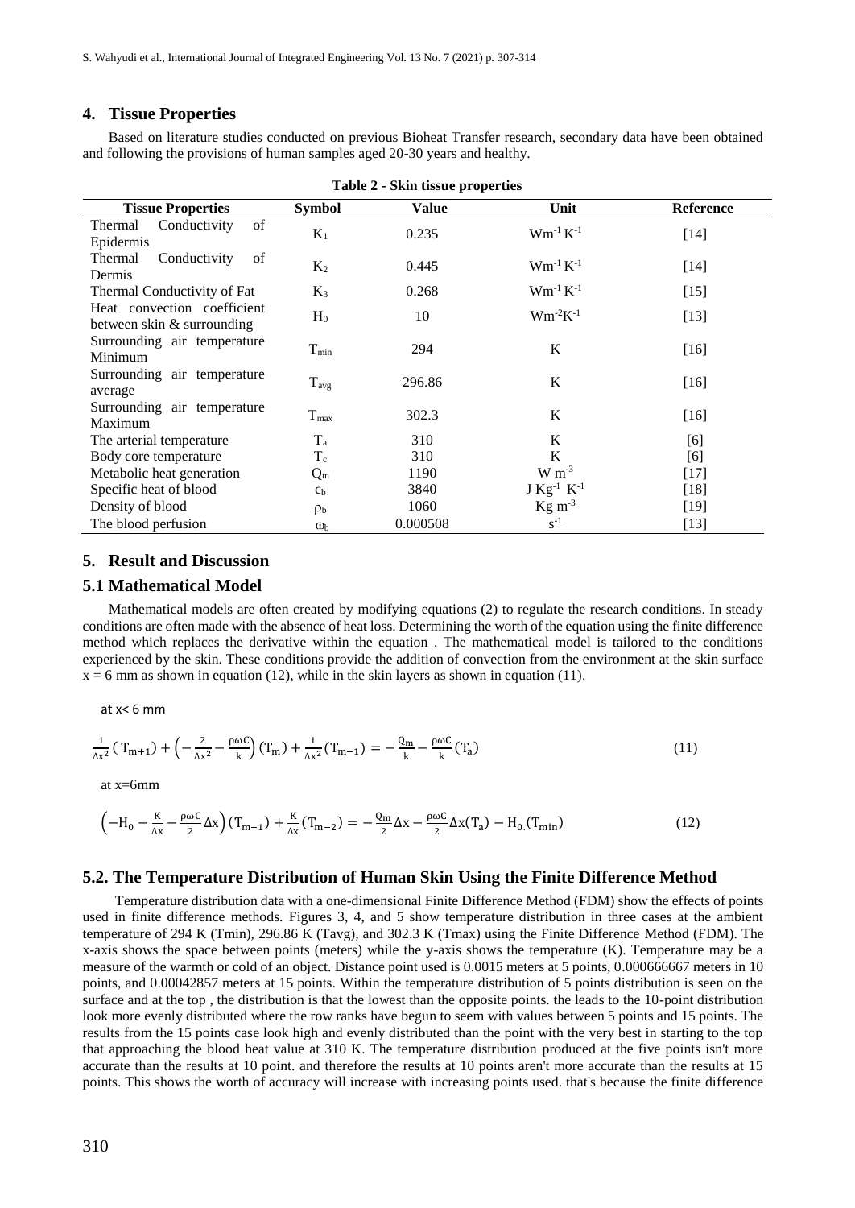## 4. Tissue Properties

Based on literature studies conducted on previous Bioheat Transfer research, secondary data have been obtained and following the provisions of human samples aged 20-30 years and healthy.

**Table 2 - Skin tissue properties**

| Tissue Properties | Symbol | Value | Unit | Reference |
|---|---|---|---|---|
| Thermal Conductivity of Epidermis | $K_1$ | 0.235 | $Wm^{-1} K^{-1}$ | [14] |
| Thermal Conductivity of Dermis | $K_2$ | 0.445 | $Wm^{-1} K^{-1}$ | [14] |
| Thermal Conductivity of Fat | $K_3$ | 0.268 | $Wm^{-1} K^{-1}$ | [15] |
| Heat convection coefficient between skin & surrounding | $H_0$ | 10 | $Wm^{-2}K^{-1}$ | [13] |
| Surrounding air temperature Minimum | $T_{min}$ | 294 | K | [16] |
| Surrounding air temperature average | $T_{avg}$ | 296.86 | K | [16] |
| Surrounding air temperature Maximum | $T_{max}$ | 302.3 | K | [16] |
| The arterial temperature | $T_a$ | 310 | K | [6] |
| Body core temperature | $T_c$ | 310 | K | [6] |
| Metabolic heat generation | $Q_m$ | 1190 | $W m^{-3}$ | [17] |
| Specific heat of blood | $c_b$ | 3840 | $J Kg^{-1} K^{-1}$ | [18] |
| Density of blood | $\rho_b$ | 1060 | $Kg m^{-3}$ | [19] |
| The blood perfusion | $\omega_b$ | 0.000508 | $s^{-1}$ | [13] |

## 5. Result and Discussion

### 5.1 Mathematical Model

Mathematical models are often created by modifying equations (2) to regulate the research conditions. In steady conditions are often made with the absence of heat loss. Determining the worth of the equation using the finite difference method which replaces the derivative within the equation . The mathematical model is tailored to the conditions experienced by the skin. These conditions provide the addition of convection from the environment at the skin surface $x = 6$ mm as shown in equation (12), while in the skin layers as shown in equation (11).

at x< 6 mm

$$\frac{1}{\Delta x^2}(T_{m+1}) + \left(-\frac{2}{\Delta x^2} - \frac{\rho\omega C}{k}\right)(T_m) + \frac{1}{\Delta x^2}(T_{m-1}) = -\frac{Q_m}{k} - \frac{\rho\omega C}{k}(T_a) \tag{11}$$

at x=6mm

$$\left(-H_0 - \frac{K}{\Delta x} - \frac{\rho\omega C}{2}\Delta x\right)(T_{m-1}) + \frac{K}{\Delta x}(T_{m-2}) = -\frac{Q_m}{2}\Delta x - \frac{\rho\omega C}{2}\Delta x(T_a) - H_0(T_{min}) \tag{12}$$

### 5.2. The Temperature Distribution of Human Skin Using the Finite Difference Method

Temperature distribution data with a one-dimensional Finite Difference Method (FDM) show the effects of points used in finite difference methods. Figures 3, 4, and 5 show temperature distribution in three cases at the ambient temperature of 294 K (Tmin), 296.86 K (Tavg), and 302.3 K (Tmax) using the Finite Difference Method (FDM). The x-axis shows the space between points (meters) while the y-axis shows the temperature (K). Temperature may be a measure of the warmth or cold of an object. Distance point used is 0.0015 meters at 5 points, 0.000666667 meters in 10 points, and 0.00042857 meters at 15 points. Within the temperature distribution of 5 points distribution is seen on the surface and at the top , the distribution is that the lowest than the opposite points. the leads to the 10-point distribution look more evenly distributed where the row ranks have begun to seem with values between 5 points and 15 points. The results from the 15 points case look high and evenly distributed than the point with the very best in starting to the top that approaching the blood heat value at 310 K. The temperature distribution produced at the five points isn't more accurate than the results at 10 point. and therefore the results at 10 points aren't more accurate than the results at 15 points. This shows the worth of accuracy will increase with increasing points used. that's because the finite difference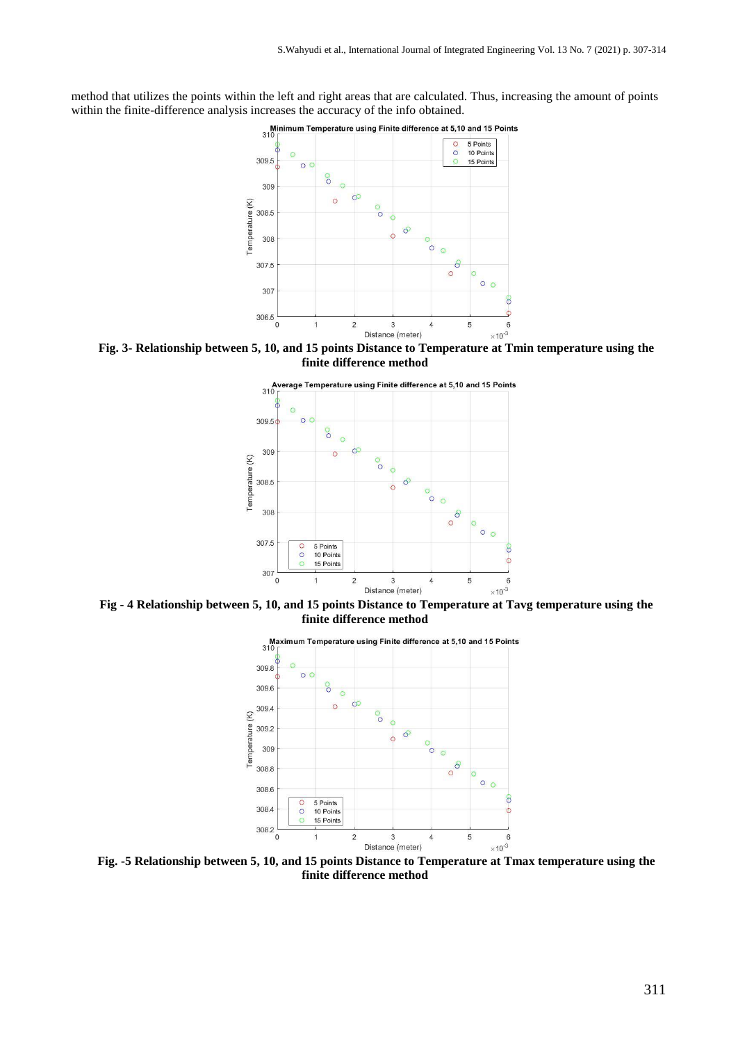method that utilizes the points within the left and right areas that are calculated. Thus, increasing the amount of points within the finite-difference analysis increases the accuracy of the info obtained.

**Fig. 3- Relationship between 5, 10, and 15 points Distance to Temperature at Tmin temperature using the finite difference method**

**Fig - 4 Relationship between 5, 10, and 15 points Distance to Temperature at Tavg temperature using the finite difference method**

**Fig. -5 Relationship between 5, 10, and 15 points Distance to Temperature at Tmax temperature using the finite difference method**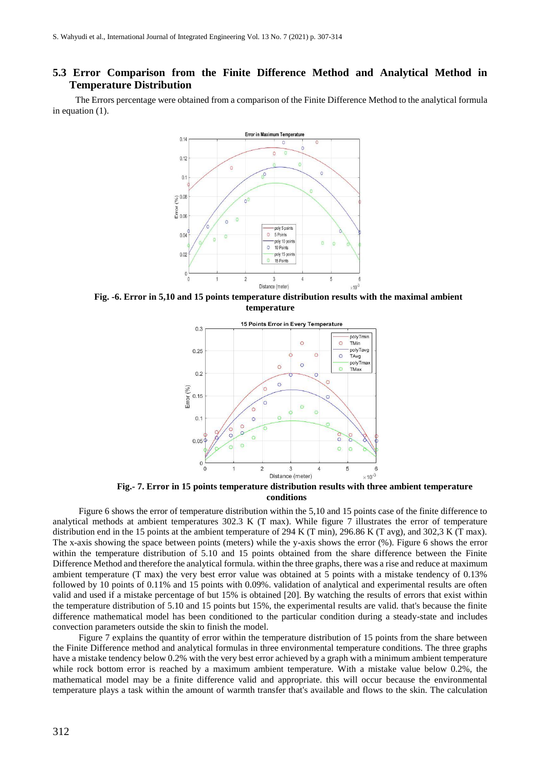## 5.3 Error Comparison from the Finite Difference Method and Analytical Method in Temperature Distribution

The Errors percentage were obtained from a comparison of the Finite Difference Method to the analytical formula in equation (1).

**Fig. -6. Error in 5,10 and 15 points temperature distribution results with the maximal ambient temperature**

**Fig.- 7. Error in 15 points temperature distribution results with three ambient temperature conditions**

Figure 6 shows the error of temperature distribution within the 5,10 and 15 points case of the finite difference to analytical methods at ambient temperatures 302.3 K (T max). While figure 7 illustrates the error of temperature distribution end in the 15 points at the ambient temperature of 294 K (T min), 296.86 K (T avg), and 302,3 K (T max). The x-axis showing the space between points (meters) while the y-axis shows the error (%). Figure 6 shows the error within the temperature distribution of 5.10 and 15 points obtained from the share difference between the Finite Difference Method and therefore the analytical formula. within the three graphs, there was a rise and reduce at maximum ambient temperature (T max) the very best error value was obtained at 5 points with a mistake tendency of 0.13% followed by 10 points of 0.11% and 15 points with 0.09%. validation of analytical and experimental results are often valid and used if a mistake percentage of but 15% is obtained [20]. By watching the results of errors that exist within the temperature distribution of 5.10 and 15 points but 15%, the experimental results are valid. that's because the finite difference mathematical model has been conditioned to the particular condition during a steady-state and includes convection parameters outside the skin to finish the model.

Figure 7 explains the quantity of error within the temperature distribution of 15 points from the share between the Finite Difference method and analytical formulas in three environmental temperature conditions. The three graphs have a mistake tendency below 0.2% with the very best error achieved by a graph with a minimum ambient temperature while rock bottom error is reached by a maximum ambient temperature. With a mistake value below 0.2%, the mathematical model may be a finite difference valid and appropriate. this will occur because the environmental temperature plays a task within the amount of warmth transfer that's available and flows to the skin. The calculation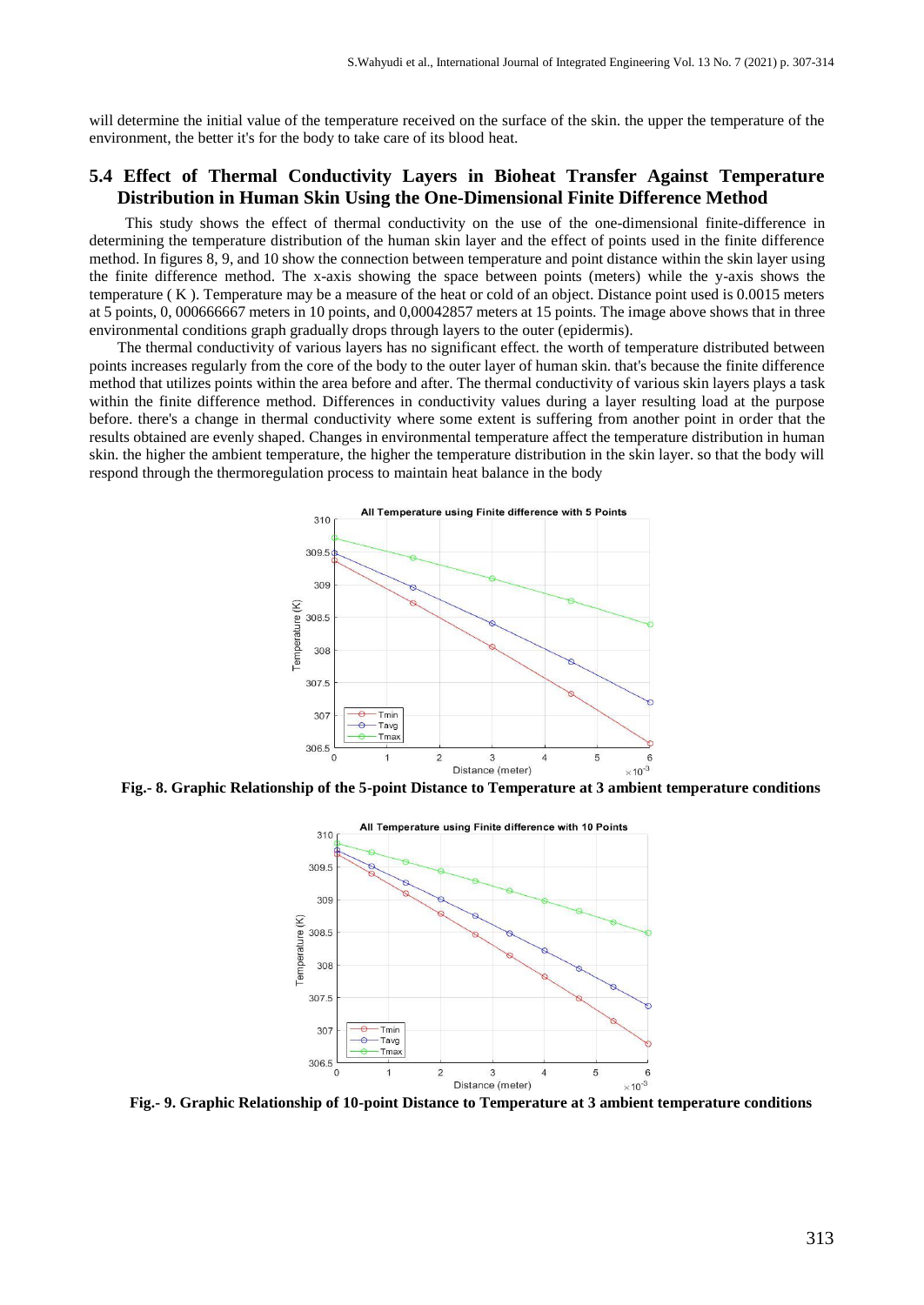will determine the initial value of the temperature received on the surface of the skin. the upper the temperature of the environment, the better it's for the body to take care of its blood heat.

## 5.4 Effect of Thermal Conductivity Layers in Bioheat Transfer Against Temperature Distribution in Human Skin Using the One-Dimensional Finite Difference Method

This study shows the effect of thermal conductivity on the use of the one-dimensional finite-difference in determining the temperature distribution of the human skin layer and the effect of points used in the finite difference method. In figures 8, 9, and 10 show the connection between temperature and point distance within the skin layer using the finite difference method. The x-axis showing the space between points (meters) while the y-axis shows the temperature ( K ). Temperature may be a measure of the heat or cold of an object. Distance point used is 0.0015 meters at 5 points, 0, 000666667 meters in 10 points, and 0,00042857 meters at 15 points. The image above shows that in three environmental conditions graph gradually drops through layers to the outer (epidermis).

The thermal conductivity of various layers has no significant effect. the worth of temperature distributed between points increases regularly from the core of the body to the outer layer of human skin. that's because the finite difference method that utilizes points within the area before and after. The thermal conductivity of various skin layers plays a task within the finite difference method. Differences in conductivity values during a layer resulting load at the purpose before. there's a change in thermal conductivity where some extent is suffering from another point in order that the results obtained are evenly shaped. Changes in environmental temperature affect the temperature distribution in human skin. the higher the ambient temperature, the higher the temperature distribution in the skin layer. so that the body will respond through the thermoregulation process to maintain heat balance in the body

**Fig.- 8. Graphic Relationship of the 5-point Distance to Temperature at 3 ambient temperature conditions**

**Fig.- 9. Graphic Relationship of 10-point Distance to Temperature at 3 ambient temperature conditions**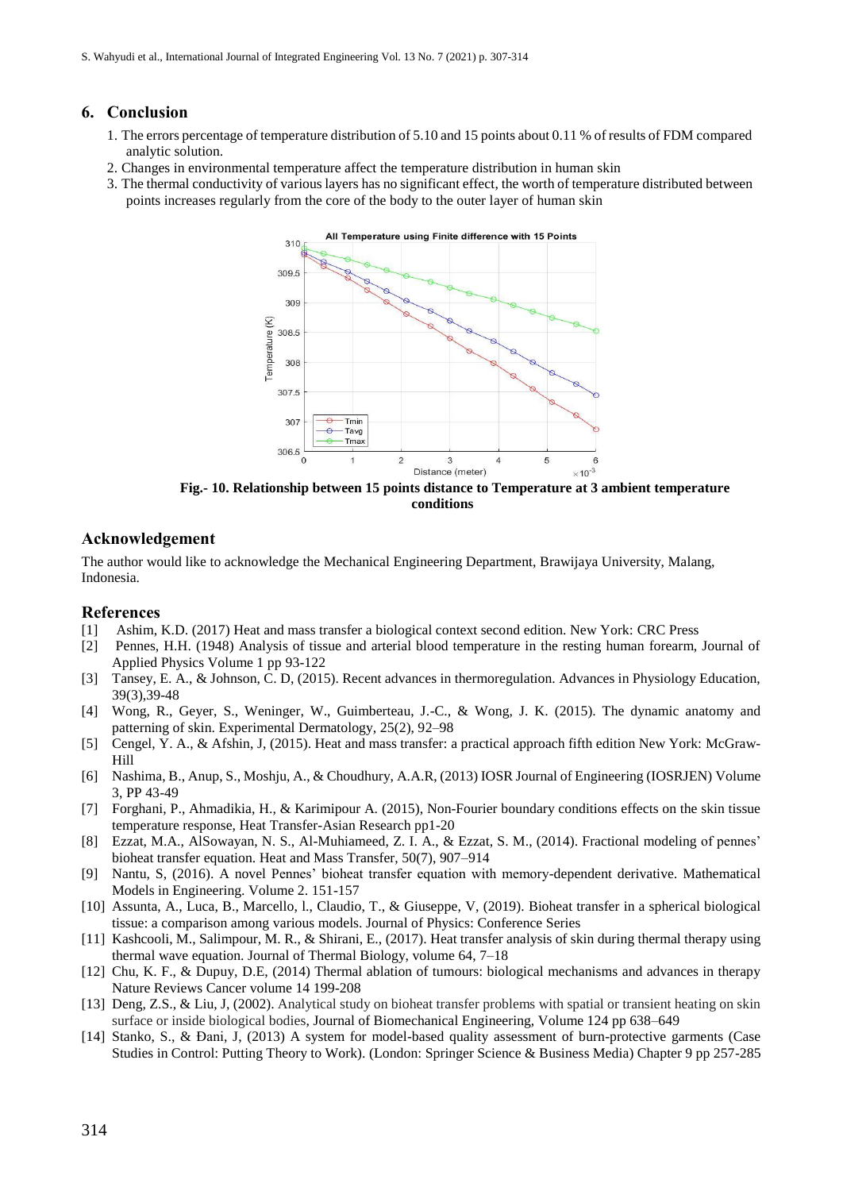## 6. Conclusion

1. The errors percentage of temperature distribution of 5.10 and 15 points about 0.11 % of results of FDM compared analytic solution.
2. Changes in environmental temperature affect the temperature distribution in human skin
3. The thermal conductivity of various layers has no significant effect, the worth of temperature distributed between points increases regularly from the core of the body to the outer layer of human skin

**Fig.- 10. Relationship between 15 points distance to Temperature at 3 ambient temperature conditions**

## Acknowledgement

The author would like to acknowledge the Mechanical Engineering Department, Brawijaya University, Malang, Indonesia.

## References

[1] Ashim, K.D. (2017) Heat and mass transfer a biological context second edition. New York: CRC Press

[2] Pennes, H.H. (1948) Analysis of tissue and arterial blood temperature in the resting human forearm, Journal of Applied Physics Volume 1 pp 93-122

[3] Tansey, E. A., & Johnson, C. D, (2015). Recent advances in thermoregulation. Advances in Physiology Education, 39(3),39-48

[4] Wong, R., Geyer, S., Weninger, W., Guimberteau, J.-C., & Wong, J. K. (2015). The dynamic anatomy and patterning of skin. Experimental Dermatology, 25(2), 92–98

[5] Cengel, Y. A., & Afshin, J, (2015). Heat and mass transfer: a practical approach fifth edition New York: McGraw-Hill

[6] Nashima, B., Anup, S., Moshju, A., & Choudhury, A.A.R, (2013) IOSR Journal of Engineering (IOSRJEN) Volume 3, PP 43-49

[7] Forghani, P., Ahmadikia, H., & Karimipour A. (2015), Non-Fourier boundary conditions effects on the skin tissue temperature response, Heat Transfer-Asian Research pp1-20

[8] Ezzat, M.A., AlSowayan, N. S., Al-Muhiameed, Z. I. A., & Ezzat, S. M., (2014). Fractional modeling of pennes' bioheat transfer equation. Heat and Mass Transfer, 50(7), 907–914

[9] Nantu, S, (2016). A novel Pennes' bioheat transfer equation with memory-dependent derivative. Mathematical Models in Engineering. Volume 2. 151-157

[10] Assunta, A., Luca, B., Marcello, l., Claudio, T., & Giuseppe, V, (2019). Bioheat transfer in a spherical biological tissue: a comparison among various models. Journal of Physics: Conference Series

[11] Kashcooli, M., Salimpour, M. R., & Shirani, E., (2017). Heat transfer analysis of skin during thermal therapy using thermal wave equation. Journal of Thermal Biology, volume 64, 7–18

[12] Chu, K. F., & Dupuy, D.E, (2014) Thermal ablation of tumours: biological mechanisms and advances in therapy Nature Reviews Cancer volume 14 199-208

[13] Deng, Z.S., & Liu, J, (2002). Analytical study on bioheat transfer problems with spatial or transient heating on skin surface or inside biological bodies, Journal of Biomechanical Engineering, Volume 124 pp 638–649

[14] Stanko, S., & Đani, J, (2013) A system for model-based quality assessment of burn-protective garments (Case Studies in Control: Putting Theory to Work). (London: Springer Science & Business Media) Chapter 9 pp 257-285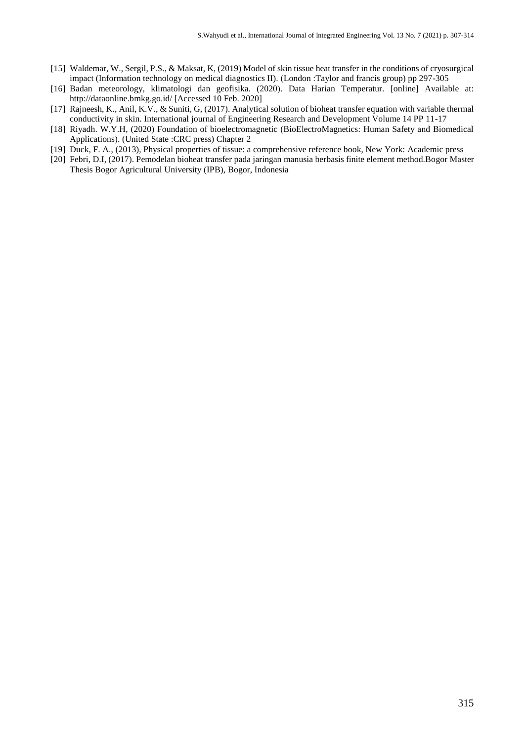[15] Waldemar, W., Sergil, P.S., & Maksat, K, (2019) Model of skin tissue heat transfer in the conditions of cryosurgical impact (Information technology on medical diagnostics II). (London :Taylor and francis group) pp 297-305

[16] Badan meteorology, klimatologi dan geofisika. (2020). Data Harian Temperatur. [online] Available at: http://dataonline.bmkg.go.id/ [Accessed 10 Feb. 2020]

[17] Rajneesh, K., Anil, K.V., & Suniti, G, (2017). Analytical solution of bioheat transfer equation with variable thermal conductivity in skin. International journal of Engineering Research and Development Volume 14 PP 11-17

[18] Riyadh. W.Y.H, (2020) Foundation of bioelectromagnetic (BioElectroMagnetics: Human Safety and Biomedical Applications). (United State :CRC press) Chapter 2

[19] Duck, F. A., (2013), Physical properties of tissue: a comprehensive reference book, New York: Academic press

[20] Febri, D.I, (2017). Pemodelan bioheat transfer pada jaringan manusia berbasis finite element method.Bogor Master Thesis Bogor Agricultural University (IPB), Bogor, Indonesia